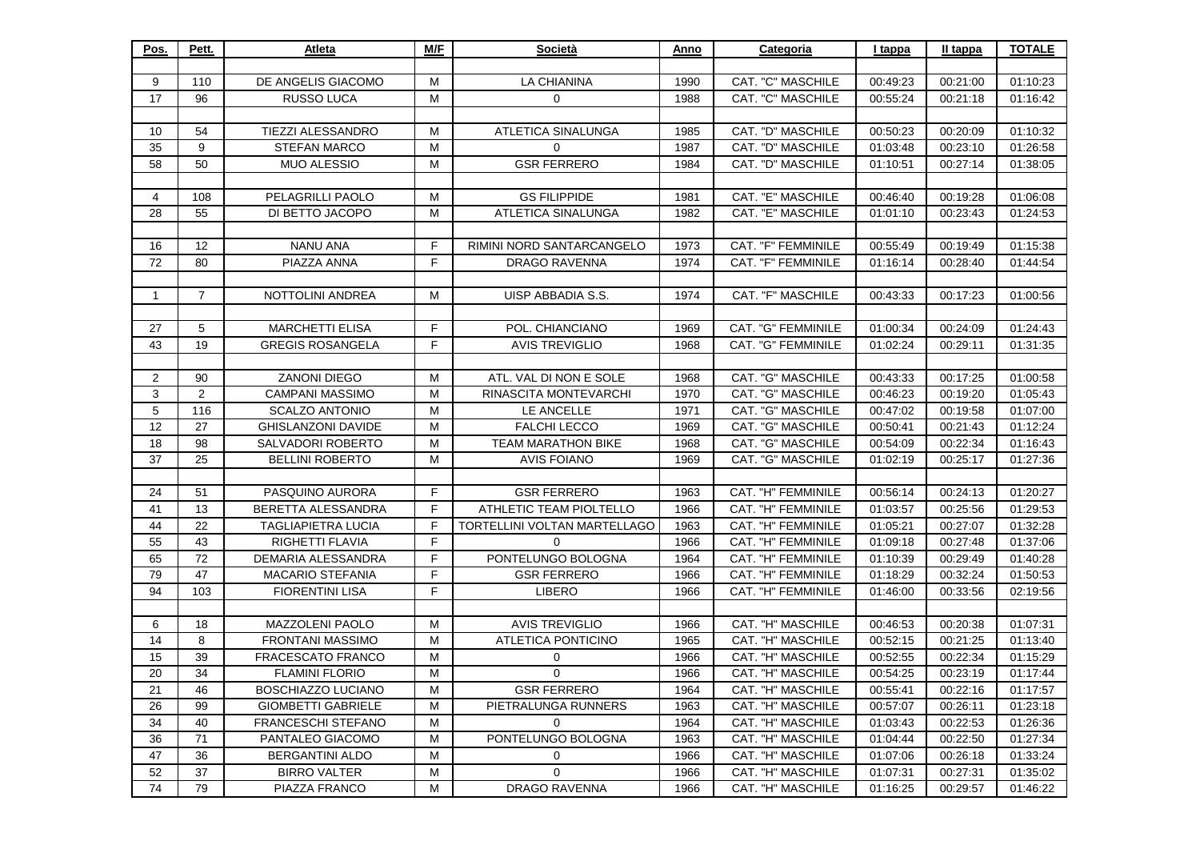| Pos. | Pett. | Atleta | M/F | Società | Anno | Categoria | I tappa | II tappa | TOTALE |
|---|---|---|---|---|---|---|---|---|---|
| | | | | | | | | | |
| 9 | 110 | DE ANGELIS GIACOMO | M | LA CHIANINA | 1990 | CAT. "C" MASCHILE | 00:49:23 | 00:21:00 | 01:10:23 |
| 17 | 96 | RUSSO LUCA | M | 0 | 1988 | CAT. "C" MASCHILE | 00:55:24 | 00:21:18 | 01:16:42 |
| | | | | | | | | | |
| 10 | 54 | TIEZZI ALESSANDRO | M | ATLETICA SINALUNGA | 1985 | CAT. "D" MASCHILE | 00:50:23 | 00:20:09 | 01:10:32 |
| 35 | 9 | STEFAN MARCO | M | 0 | 1987 | CAT. "D" MASCHILE | 01:03:48 | 00:23:10 | 01:26:58 |
| 58 | 50 | MUO ALESSIO | M | GSR FERRERO | 1984 | CAT. "D" MASCHILE | 01:10:51 | 00:27:14 | 01:38:05 |
| | | | | | | | | | |
| 4 | 108 | PELAGRILLI PAOLO | M | GS FILIPPIDE | 1981 | CAT. "E" MASCHILE | 00:46:40 | 00:19:28 | 01:06:08 |
| 28 | 55 | DI BETTO JACOPO | M | ATLETICA SINALUNGA | 1982 | CAT. "E" MASCHILE | 01:01:10 | 00:23:43 | 01:24:53 |
| | | | | | | | | | |
| 16 | 12 | NANU ANA | F | RIMINI NORD SANTARCANGELO | 1973 | CAT. "F" FEMMINILE | 00:55:49 | 00:19:49 | 01:15:38 |
| 72 | 80 | PIAZZA ANNA | F | DRAGO RAVENNA | 1974 | CAT. "F" FEMMINILE | 01:16:14 | 00:28:40 | 01:44:54 |
| | | | | | | | | | |
| 1 | 7 | NOTTOLINI ANDREA | M | UISP ABBADIA S.S. | 1974 | CAT. "F" MASCHILE | 00:43:33 | 00:17:23 | 01:00:56 |
| | | | | | | | | | |
| 27 | 5 | MARCHETTI ELISA | F | POL. CHIANCIANO | 1969 | CAT. "G" FEMMINILE | 01:00:34 | 00:24:09 | 01:24:43 |
| 43 | 19 | GREGIS ROSANGELA | F | AVIS TREVIGLIO | 1968 | CAT. "G" FEMMINILE | 01:02:24 | 00:29:11 | 01:31:35 |
| | | | | | | | | | |
| 2 | 90 | ZANONI DIEGO | M | ATL. VAL DI NON E SOLE | 1968 | CAT. "G" MASCHILE | 00:43:33 | 00:17:25 | 01:00:58 |
| 3 | 2 | CAMPANI MASSIMO | M | RINASCITA MONTEVARCHI | 1970 | CAT. "G" MASCHILE | 00:46:23 | 00:19:20 | 01:05:43 |
| 5 | 116 | SCALZO ANTONIO | M | LE ANCELLE | 1971 | CAT. "G" MASCHILE | 00:47:02 | 00:19:58 | 01:07:00 |
| 12 | 27 | GHISLANZONI DAVIDE | M | FALCHI LECCO | 1969 | CAT. "G" MASCHILE | 00:50:41 | 00:21:43 | 01:12:24 |
| 18 | 98 | SALVADORI ROBERTO | M | TEAM MARATHON BIKE | 1968 | CAT. "G" MASCHILE | 00:54:09 | 00:22:34 | 01:16:43 |
| 37 | 25 | BELLINI ROBERTO | M | AVIS FOIANO | 1969 | CAT. "G" MASCHILE | 01:02:19 | 00:25:17 | 01:27:36 |
| | | | | | | | | | |
| 24 | 51 | PASQUINO AURORA | F | GSR FERRERO | 1963 | CAT. "H" FEMMINILE | 00:56:14 | 00:24:13 | 01:20:27 |
| 41 | 13 | BERETTA ALESSANDRA | F | ATHLETIC TEAM PIOLTELLO | 1966 | CAT. "H" FEMMINILE | 01:03:57 | 00:25:56 | 01:29:53 |
| 44 | 22 | TAGLIAPIETRA LUCIA | F | TORTELLINI VOLTAN MARTELLAGO | 1963 | CAT. "H" FEMMINILE | 01:05:21 | 00:27:07 | 01:32:28 |
| 55 | 43 | RIGHETTI FLAVIA | F | 0 | 1966 | CAT. "H" FEMMINILE | 01:09:18 | 00:27:48 | 01:37:06 |
| 65 | 72 | DEMARIA ALESSANDRA | F | PONTELUNGO BOLOGNA | 1964 | CAT. "H" FEMMINILE | 01:10:39 | 00:29:49 | 01:40:28 |
| 79 | 47 | MACARIO STEFANIA | F | GSR FERRERO | 1966 | CAT. "H" FEMMINILE | 01:18:29 | 00:32:24 | 01:50:53 |
| 94 | 103 | FIORENTINI LISA | F | LIBERO | 1966 | CAT. "H" FEMMINILE | 01:46:00 | 00:33:56 | 02:19:56 |
| | | | | | | | | | |
| 6 | 18 | MAZZOLENI PAOLO | M | AVIS TREVIGLIO | 1966 | CAT. "H" MASCHILE | 00:46:53 | 00:20:38 | 01:07:31 |
| 14 | 8 | FRONTANI MASSIMO | M | ATLETICA PONTICINO | 1965 | CAT. "H" MASCHILE | 00:52:15 | 00:21:25 | 01:13:40 |
| 15 | 39 | FRACESCATO FRANCO | M | 0 | 1966 | CAT. "H" MASCHILE | 00:52:55 | 00:22:34 | 01:15:29 |
| 20 | 34 | FLAMINI FLORIO | M | 0 | 1966 | CAT. "H" MASCHILE | 00:54:25 | 00:23:19 | 01:17:44 |
| 21 | 46 | BOSCHIAZZO LUCIANO | M | GSR FERRERO | 1964 | CAT. "H" MASCHILE | 00:55:41 | 00:22:16 | 01:17:57 |
| 26 | 99 | GIOMBETTI GABRIELE | M | PIETRALUNGA RUNNERS | 1963 | CAT. "H" MASCHILE | 00:57:07 | 00:26:11 | 01:23:18 |
| 34 | 40 | FRANCESCHI STEFANO | M | 0 | 1964 | CAT. "H" MASCHILE | 01:03:43 | 00:22:53 | 01:26:36 |
| 36 | 71 | PANTALEO GIACOMO | M | PONTELUNGO BOLOGNA | 1963 | CAT. "H" MASCHILE | 01:04:44 | 00:22:50 | 01:27:34 |
| 47 | 36 | BERGANTINI ALDO | M | 0 | 1966 | CAT. "H" MASCHILE | 01:07:06 | 00:26:18 | 01:33:24 |
| 52 | 37 | BIRRO VALTER | M | 0 | 1966 | CAT. "H" MASCHILE | 01:07:31 | 00:27:31 | 01:35:02 |
| 74 | 79 | PIAZZA FRANCO | M | DRAGO RAVENNA | 1966 | CAT. "H" MASCHILE | 01:16:25 | 00:29:57 | 01:46:22 |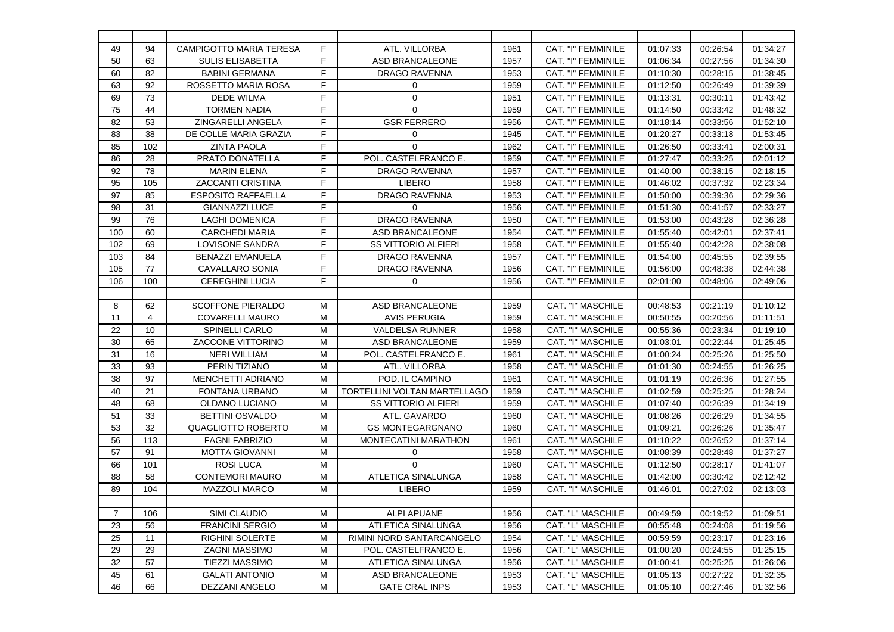| | | | | | | | | | |
|---|---|---|---|---|---|---|---|---|---|
| 49 | 94 | CAMPIGOTTO MARIA TERESA | F | ATL. VILLORBA | 1961 | CAT. "I" FEMMINILE | 01:07:33 | 00:26:54 | 01:34:27 |
| 50 | 63 | SULIS ELISABETTA | F | ASD BRANCALEONE | 1957 | CAT. "I" FEMMINILE | 01:06:34 | 00:27:56 | 01:34:30 |
| 60 | 82 | BABINI GERMANA | F | DRAGO RAVENNA | 1953 | CAT. "I" FEMMINILE | 01:10:30 | 00:28:15 | 01:38:45 |
| 63 | 92 | ROSSETTO MARIA ROSA | F | 0 | 1959 | CAT. "I" FEMMINILE | 01:12:50 | 00:26:49 | 01:39:39 |
| 69 | 73 | DEDE WILMA | F | 0 | 1951 | CAT. "I" FEMMINILE | 01:13:31 | 00:30:11 | 01:43:42 |
| 75 | 44 | TORMEN NADIA | F | 0 | 1959 | CAT. "I" FEMMINILE | 01:14:50 | 00:33:42 | 01:48:32 |
| 82 | 53 | ZINGARELLI ANGELA | F | GSR FERRERO | 1956 | CAT. "I" FEMMINILE | 01:18:14 | 00:33:56 | 01:52:10 |
| 83 | 38 | DE COLLE MARIA GRAZIA | F | 0 | 1945 | CAT. "I" FEMMINILE | 01:20:27 | 00:33:18 | 01:53:45 |
| 85 | 102 | ZINTA PAOLA | F | 0 | 1962 | CAT. "I" FEMMINILE | 01:26:50 | 00:33:41 | 02:00:31 |
| 86 | 28 | PRATO DONATELLA | F | POL. CASTELFRANCO E. | 1959 | CAT. "I" FEMMINILE | 01:27:47 | 00:33:25 | 02:01:12 |
| 92 | 78 | MARIN ELENA | F | DRAGO RAVENNA | 1957 | CAT. "I" FEMMINILE | 01:40:00 | 00:38:15 | 02:18:15 |
| 95 | 105 | ZACCANTI CRISTINA | F | LIBERO | 1958 | CAT. "I" FEMMINILE | 01:46:02 | 00:37:32 | 02:23:34 |
| 97 | 85 | ESPOSITO RAFFAELLA | F | DRAGO RAVENNA | 1953 | CAT. "I" FEMMINILE | 01:50:00 | 00:39:36 | 02:29:36 |
| 98 | 31 | GIANNAZZI LUCE | F | 0 | 1956 | CAT. "I" FEMMINILE | 01:51:30 | 00:41:57 | 02:33:27 |
| 99 | 76 | LAGHI DOMENICA | F | DRAGO RAVENNA | 1950 | CAT. "I" FEMMINILE | 01:53:00 | 00:43:28 | 02:36:28 |
| 100 | 60 | CARCHEDI MARIA | F | ASD BRANCALEONE | 1954 | CAT. "I" FEMMINILE | 01:55:40 | 00:42:01 | 02:37:41 |
| 102 | 69 | LOVISONE SANDRA | F | SS VITTORIO ALFIERI | 1958 | CAT. "I" FEMMINILE | 01:55:40 | 00:42:28 | 02:38:08 |
| 103 | 84 | BENAZZI EMANUELA | F | DRAGO RAVENNA | 1957 | CAT. "I" FEMMINILE | 01:54:00 | 00:45:55 | 02:39:55 |
| 105 | 77 | CAVALLARO SONIA | F | DRAGO RAVENNA | 1956 | CAT. "I" FEMMINILE | 01:56:00 | 00:48:38 | 02:44:38 |
| 106 | 100 | CEREGHINI LUCIA | F | 0 | 1956 | CAT. "I" FEMMINILE | 02:01:00 | 00:48:06 | 02:49:06 |
| | | | | | | | | | |
| 8 | 62 | SCOFFONE PIERALDO | M | ASD BRANCALEONE | 1959 | CAT. "I" MASCHILE | 00:48:53 | 00:21:19 | 01:10:12 |
| 11 | 4 | COVARELLI MAURO | M | AVIS PERUGIA | 1959 | CAT. "I" MASCHILE | 00:50:55 | 00:20:56 | 01:11:51 |
| 22 | 10 | SPINELLI CARLO | M | VALDELSA RUNNER | 1958 | CAT. "I" MASCHILE | 00:55:36 | 00:23:34 | 01:19:10 |
| 30 | 65 | ZACCONE VITTORINO | M | ASD BRANCALEONE | 1959 | CAT. "I" MASCHILE | 01:03:01 | 00:22:44 | 01:25:45 |
| 31 | 16 | NERI WILLIAM | M | POL. CASTELFRANCO E. | 1961 | CAT. "I" MASCHILE | 01:00:24 | 00:25:26 | 01:25:50 |
| 33 | 93 | PERIN TIZIANO | M | ATL. VILLORBA | 1958 | CAT. "I" MASCHILE | 01:01:30 | 00:24:55 | 01:26:25 |
| 38 | 97 | MENCHETTI ADRIANO | M | POD. IL CAMPINO | 1961 | CAT. "I" MASCHILE | 01:01:19 | 00:26:36 | 01:27:55 |
| 40 | 21 | FONTANA URBANO | M | TORTELLINI VOLTAN MARTELLAGO | 1959 | CAT. "I" MASCHILE | 01:02:59 | 00:25:25 | 01:28:24 |
| 48 | 68 | OLDANO LUCIANO | M | SS VITTORIO ALFIERI | 1959 | CAT. "I" MASCHILE | 01:07:40 | 00:26:39 | 01:34:19 |
| 51 | 33 | BETTINI OSVALDO | M | ATL. GAVARDO | 1960 | CAT. "I" MASCHILE | 01:08:26 | 00:26:29 | 01:34:55 |
| 53 | 32 | QUAGLIOTTO ROBERTO | M | GS MONTEGARGNANO | 1960 | CAT. "I" MASCHILE | 01:09:21 | 00:26:26 | 01:35:47 |
| 56 | 113 | FAGNI FABRIZIO | M | MONTECATINI MARATHON | 1961 | CAT. "I" MASCHILE | 01:10:22 | 00:26:52 | 01:37:14 |
| 57 | 91 | MOTTA GIOVANNI | M | 0 | 1958 | CAT. "I" MASCHILE | 01:08:39 | 00:28:48 | 01:37:27 |
| 66 | 101 | ROSI LUCA | M | 0 | 1960 | CAT. "I" MASCHILE | 01:12:50 | 00:28:17 | 01:41:07 |
| 88 | 58 | CONTEMORI MAURO | M | ATLETICA SINALUNGA | 1958 | CAT. "I" MASCHILE | 01:42:00 | 00:30:42 | 02:12:42 |
| 89 | 104 | MAZZOLI MARCO | M | LIBERO | 1959 | CAT. "I" MASCHILE | 01:46:01 | 00:27:02 | 02:13:03 |
| | | | | | | | | | |
| 7 | 106 | SIMI CLAUDIO | M | ALPI APUANE | 1956 | CAT. "L" MASCHILE | 00:49:59 | 00:19:52 | 01:09:51 |
| 23 | 56 | FRANCINI SERGIO | M | ATLETICA SINALUNGA | 1956 | CAT. "L" MASCHILE | 00:55:48 | 00:24:08 | 01:19:56 |
| 25 | 11 | RIGHINI SOLERTE | M | RIMINI NORD SANTARCANGELO | 1954 | CAT. "L" MASCHILE | 00:59:59 | 00:23:17 | 01:23:16 |
| 29 | 29 | ZAGNI MASSIMO | M | POL. CASTELFRANCO E. | 1956 | CAT. "L" MASCHILE | 01:00:20 | 00:24:55 | 01:25:15 |
| 32 | 57 | TIEZZI MASSIMO | M | ATLETICA SINALUNGA | 1956 | CAT. "L" MASCHILE | 01:00:41 | 00:25:25 | 01:26:06 |
| 45 | 61 | GALATI ANTONIO | M | ASD BRANCALEONE | 1953 | CAT. "L" MASCHILE | 01:05:13 | 00:27:22 | 01:32:35 |
| 46 | 66 | DEZZANI ANGELO | M | GATE CRAL INPS | 1953 | CAT. "L" MASCHILE | 01:05:10 | 00:27:46 | 01:32:56 |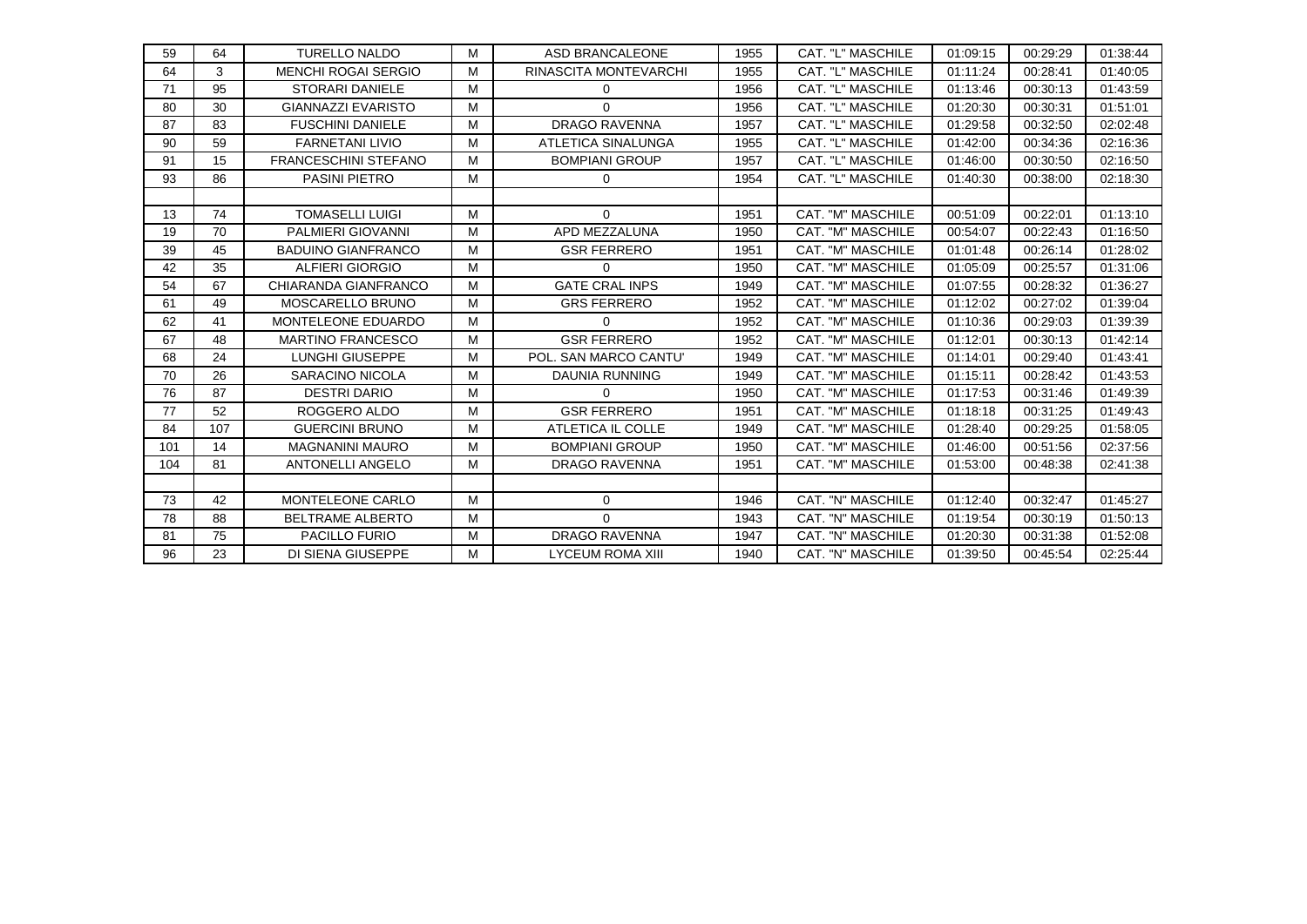| | | | | | | | | | |
|---|---|---|---|---|---|---|---|---|---|
| 59 | 64 | TURELLO NALDO | M | ASD BRANCALEONE | 1955 | CAT. "L" MASCHILE | 01:09:15 | 00:29:29 | 01:38:44 |
| 64 | 3 | MENCHI ROGAI SERGIO | M | RINASCITA MONTEVARCHI | 1955 | CAT. "L" MASCHILE | 01:11:24 | 00:28:41 | 01:40:05 |
| 71 | 95 | STORARI DANIELE | M | 0 | 1956 | CAT. "L" MASCHILE | 01:13:46 | 00:30:13 | 01:43:59 |
| 80 | 30 | GIANNAZZI EVARISTO | M | 0 | 1956 | CAT. "L" MASCHILE | 01:20:30 | 00:30:31 | 01:51:01 |
| 87 | 83 | FUSCHINI DANIELE | M | DRAGO RAVENNA | 1957 | CAT. "L" MASCHILE | 01:29:58 | 00:32:50 | 02:02:48 |
| 90 | 59 | FARNETANI LIVIO | M | ATLETICA SINALUNGA | 1955 | CAT. "L" MASCHILE | 01:42:00 | 00:34:36 | 02:16:36 |
| 91 | 15 | FRANCESCHINI STEFANO | M | BOMPIANI GROUP | 1957 | CAT. "L" MASCHILE | 01:46:00 | 00:30:50 | 02:16:50 |
| 93 | 86 | PASINI PIETRO | M | 0 | 1954 | CAT. "L" MASCHILE | 01:40:30 | 00:38:00 | 02:18:30 |
| | | | | | | | | | |
| 13 | 74 | TOMASELLI LUIGI | M | 0 | 1951 | CAT. "M" MASCHILE | 00:51:09 | 00:22:01 | 01:13:10 |
| 19 | 70 | PALMIERI GIOVANNI | M | APD MEZZALUNA | 1950 | CAT. "M" MASCHILE | 00:54:07 | 00:22:43 | 01:16:50 |
| 39 | 45 | BADUINO GIANFRANCO | M | GSR FERRERO | 1951 | CAT. "M" MASCHILE | 01:01:48 | 00:26:14 | 01:28:02 |
| 42 | 35 | ALFIERI GIORGIO | M | 0 | 1950 | CAT. "M" MASCHILE | 01:05:09 | 00:25:57 | 01:31:06 |
| 54 | 67 | CHIARANDA GIANFRANCO | M | GATE CRAL INPS | 1949 | CAT. "M" MASCHILE | 01:07:55 | 00:28:32 | 01:36:27 |
| 61 | 49 | MOSCARELLO BRUNO | M | GRS FERRERO | 1952 | CAT. "M" MASCHILE | 01:12:02 | 00:27:02 | 01:39:04 |
| 62 | 41 | MONTELEONE EDUARDO | M | 0 | 1952 | CAT. "M" MASCHILE | 01:10:36 | 00:29:03 | 01:39:39 |
| 67 | 48 | MARTINO FRANCESCO | M | GSR FERRERO | 1952 | CAT. "M" MASCHILE | 01:12:01 | 00:30:13 | 01:42:14 |
| 68 | 24 | LUNGHI GIUSEPPE | M | POL. SAN MARCO CANTU' | 1949 | CAT. "M" MASCHILE | 01:14:01 | 00:29:40 | 01:43:41 |
| 70 | 26 | SARACINO NICOLA | M | DAUNIA RUNNING | 1949 | CAT. "M" MASCHILE | 01:15:11 | 00:28:42 | 01:43:53 |
| 76 | 87 | DESTRI DARIO | M | 0 | 1950 | CAT. "M" MASCHILE | 01:17:53 | 00:31:46 | 01:49:39 |
| 77 | 52 | ROGGERO ALDO | M | GSR FERRERO | 1951 | CAT. "M" MASCHILE | 01:18:18 | 00:31:25 | 01:49:43 |
| 84 | 107 | GUERCINI BRUNO | M | ATLETICA IL COLLE | 1949 | CAT. "M" MASCHILE | 01:28:40 | 00:29:25 | 01:58:05 |
| 101 | 14 | MAGNANINI MAURO | M | BOMPIANI GROUP | 1950 | CAT. "M" MASCHILE | 01:46:00 | 00:51:56 | 02:37:56 |
| 104 | 81 | ANTONELLI ANGELO | M | DRAGO RAVENNA | 1951 | CAT. "M" MASCHILE | 01:53:00 | 00:48:38 | 02:41:38 |
| | | | | | | | | | |
| 73 | 42 | MONTELEONE CARLO | M | 0 | 1946 | CAT. "N" MASCHILE | 01:12:40 | 00:32:47 | 01:45:27 |
| 78 | 88 | BELTRAME ALBERTO | M | 0 | 1943 | CAT. "N" MASCHILE | 01:19:54 | 00:30:19 | 01:50:13 |
| 81 | 75 | PACILLO FURIO | M | DRAGO RAVENNA | 1947 | CAT. "N" MASCHILE | 01:20:30 | 00:31:38 | 01:52:08 |
| 96 | 23 | DI SIENA GIUSEPPE | M | LYCEUM ROMA XIII | 1940 | CAT. "N" MASCHILE | 01:39:50 | 00:45:54 | 02:25:44 |